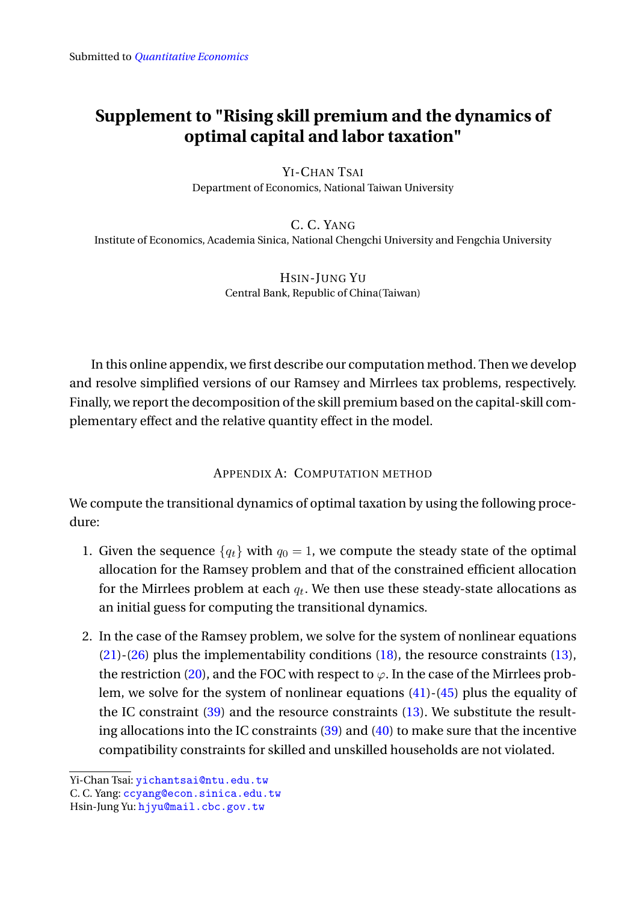Submitted to *Quantitative Economics*

# Supplement to "Rising skill premium and the dynamics of optimal capital and labor taxation"

Yi-Chan Tsai
Department of Economics, National Taiwan University

C. C. Yang
Institute of Economics, Academia Sinica, National Chengchi University and Fengchia University

Hsin-Jung Yu
Central Bank, Republic of China(Taiwan)

In this online appendix, we first describe our computation method. Then we develop and resolve simplified versions of our Ramsey and Mirrlees tax problems, respectively. Finally, we report the decomposition of the skill premium based on the capital-skill complementary effect and the relative quantity effect in the model.

## Appendix A: Computation method

We compute the transitional dynamics of optimal taxation by using the following procedure:

1. Given the sequence $\{q_t\}$ with $q_0 = 1$, we compute the steady state of the optimal allocation for the Ramsey problem and that of the constrained efficient allocation for the Mirrlees problem at each $q_t$. We then use these steady-state allocations as an initial guess for computing the transitional dynamics.

2. In the case of the Ramsey problem, we solve for the system of nonlinear equations (21)-(26) plus the implementability conditions (18), the resource constraints (13), the restriction (20), and the FOC with respect to $\varphi$. In the case of the Mirrlees problem, we solve for the system of nonlinear equations (41)-(45) plus the equality of the IC constraint (39) and the resource constraints (13). We substitute the resulting allocations into the IC constraints (39) and (40) to make sure that the incentive compatibility constraints for skilled and unskilled households are not violated.

Yi-Chan Tsai: yichantsai@ntu.edu.tw
C. C. Yang: ccyang@econ.sinica.edu.tw
Hsin-Jung Yu: hjyu@mail.cbc.gov.tw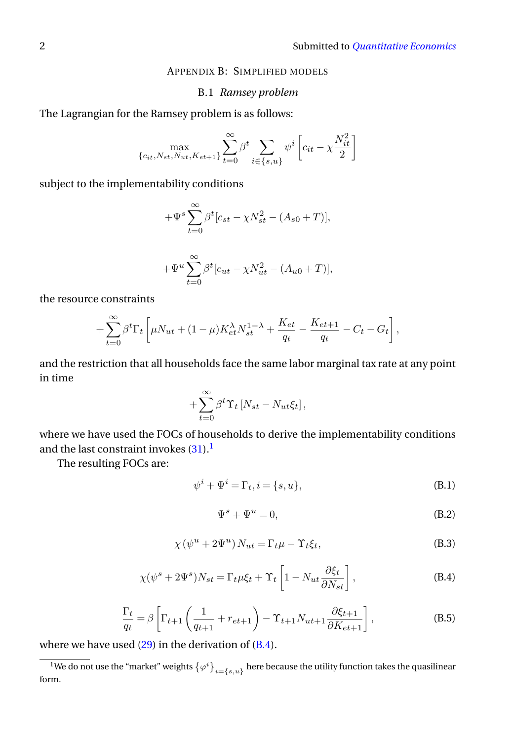## Appendix B: Simplified models

### B.1 *Ramsey problem*

The Lagrangian for the Ramsey problem is as follows:

$$\max_{\{c_{it}, N_{st}, N_{ut}, K_{et+1}\}} \sum_{t=0}^{\infty} \beta^t \sum_{i \in \{s,u\}} \psi^i \left[ c_{it} - \chi \frac{N_{it}^2}{2} \right]$$

subject to the implementability conditions

$$+\Psi^s \sum_{t=0}^{\infty} \beta^t [c_{st} - \chi N_{st}^2 - (A_{s0} + T)],$$

$$+\Psi^u \sum_{t=0}^{\infty} \beta^t [c_{ut} - \chi N_{ut}^2 - (A_{u0} + T)],$$

the resource constraints

$$+\sum_{t=0}^{\infty} \beta^t \Gamma_t \left[ \mu N_{ut} + (1-\mu) K_{et}^{\lambda} N_{st}^{1-\lambda} + \frac{K_{et}}{q_t} - \frac{K_{et+1}}{q_t} - C_t - G_t \right],$$

and the restriction that all households face the same labor marginal tax rate at any point in time

$$+\sum_{t=0}^{\infty} \beta^t \Upsilon_t \left[ N_{st} - N_{ut} \xi_t \right],$$

where we have used the FOCs of households to derive the implementability conditions and the last constraint invokes (31).[1]

The resulting FOCs are:

$$\psi^i + \Psi^i = \Gamma_t, i = \{s, u\}, \tag{B.1}$$

$$\Psi^s + \Psi^u = 0, \tag{B.2}$$

$$\chi \left( \psi^u + 2\Psi^u \right) N_{ut} = \Gamma_t \mu - \Upsilon_t \xi_t, \tag{B.3}$$

$$\chi(\psi^s + 2\Psi^s) N_{st} = \Gamma_t \mu \xi_t + \Upsilon_t \left[ 1 - N_{ut} \frac{\partial \xi_t}{\partial N_{st}} \right], \tag{B.4}$$

$$\frac{\Gamma_t}{q_t} = \beta \left[ \Gamma_{t+1} \left( \frac{1}{q_{t+1}} + r_{et+1} \right) - \Upsilon_{t+1} N_{ut+1} \frac{\partial \xi_{t+1}}{\partial K_{et+1}} \right], \tag{B.5}$$

where we have used (29) in the derivation of (B.4).

[1] We do not use the "market" weights $\{\varphi^i\}_{i=\{s,u\}}$ here because the utility function takes the quasilinear form.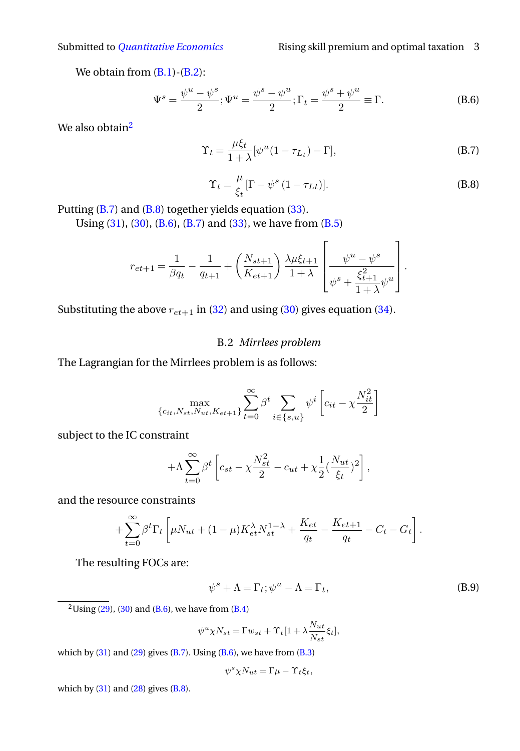We obtain from (B.1)-(B.2):

$$\Psi^s = \frac{\psi^u - \psi^s}{2}; \Psi^u = \frac{\psi^s - \psi^u}{2}; \Gamma_t = \frac{\psi^s + \psi^u}{2} \equiv \Gamma. \tag{B.6}$$

We also obtain[2]

$$\Upsilon_t = \frac{\mu \xi_t}{1+\lambda}[\psi^u(1-\tau_{L_t}) - \Gamma], \tag{B.7}$$

$$\Upsilon_t = \frac{\mu}{\xi_t}[\Gamma - \psi^s (1-\tau_{Lt})]. \tag{B.8}$$

Putting (B.7) and (B.8) together yields equation (33).

Using (31), (30), (B.6), (B.7) and (33), we have from (B.5)

$$r_{et+1} = \frac{1}{\beta q_t} - \frac{1}{q_{t+1}} + \left(\frac{N_{st+1}}{K_{et+1}}\right)\frac{\lambda \mu \xi_{t+1}}{1+\lambda}\left[\frac{\psi^u - \psi^s}{\psi^s + \frac{\xi_{t+1}^2}{1+\lambda}\psi^u}\right].$$

Substituting the above $r_{et+1}$ in (32) and using (30) gives equation (34).

## B.2 *Mirrlees problem*

The Lagrangian for the Mirrlees problem is as follows:

$$\max_{\{c_{it}, N_{st}, N_{ut}, K_{et+1}\}} \sum_{t=0}^{\infty} \beta^t \sum_{i \in \{s,u\}} \psi^i \left[c_{it} - \chi \frac{N_{it}^2}{2}\right]$$

subject to the IC constraint

$$+\Lambda \sum_{t=0}^{\infty} \beta^t \left[c_{st} - \chi \frac{N_{st}^2}{2} - c_{ut} + \chi \frac{1}{2}\left(\frac{N_{ut}}{\xi_t}\right)^2\right],$$

and the resource constraints

$$+\sum_{t=0}^{\infty} \beta^t \Gamma_t \left[\mu N_{ut} + (1-\mu) K_{et}^{\lambda} N_{st}^{1-\lambda} + \frac{K_{et}}{q_t} - \frac{K_{et+1}}{q_t} - C_t - G_t\right].$$

The resulting FOCs are:

$$\psi^s + \Lambda = \Gamma_t; \psi^u - \Lambda = \Gamma_t, \tag{B.9}$$

---

[2]Using (29), (30) and (B.6), we have from (B.4)

$$\psi^u \chi N_{st} = \Gamma w_{st} + \Upsilon_t [1 + \lambda \frac{N_{ut}}{N_{st}} \xi_t],$$

which by (31) and (29) gives (B.7). Using (B.6), we have from (B.3)

$$\psi^s \chi N_{ut} = \Gamma \mu - \Upsilon_t \xi_t,$$

which by (31) and (28) gives (B.8).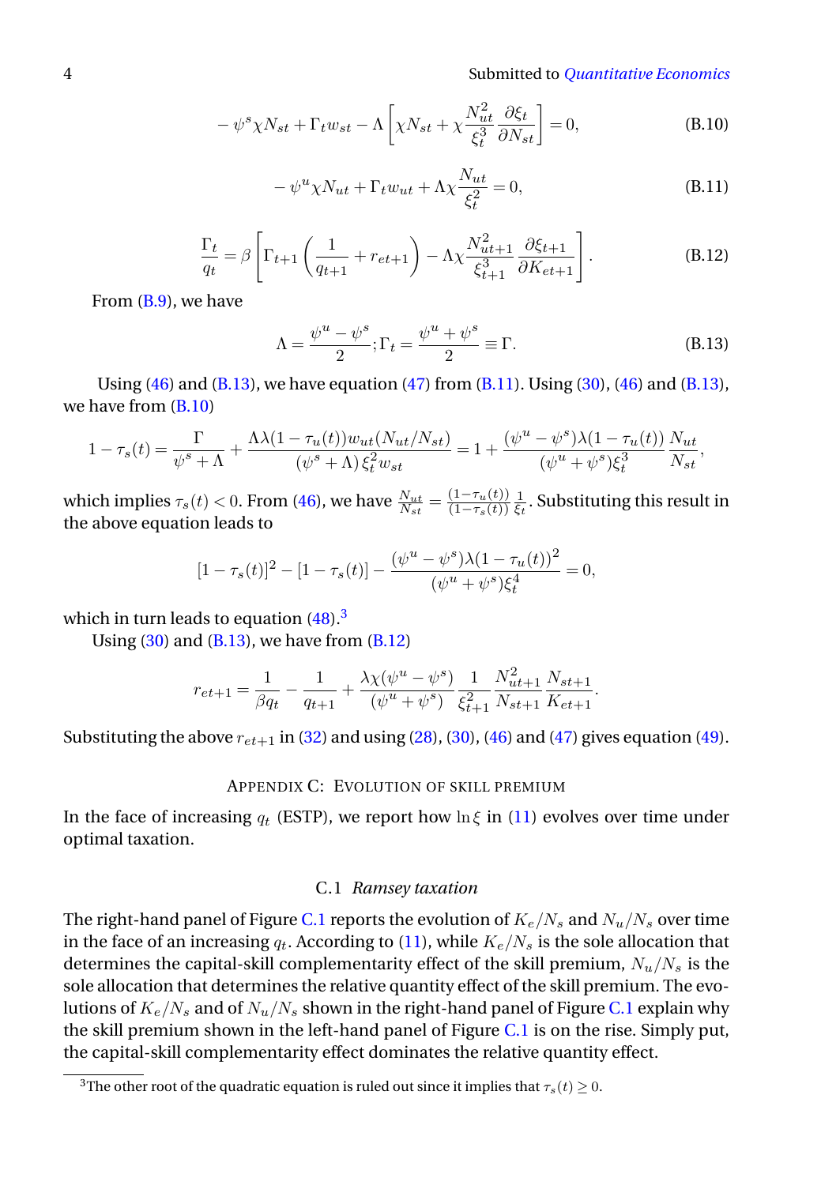$$-\psi^s\chi N_{st} + \Gamma_t w_{st} - \Lambda\left[\chi N_{st} + \chi\frac{N_{ut}^2}{\xi_t^3}\frac{\partial \xi_t}{\partial N_{st}}\right] = 0, \tag{B.10}$$

$$-\psi^u\chi N_{ut} + \Gamma_t w_{ut} + \Lambda\chi\frac{N_{ut}}{\xi_t^2} = 0, \tag{B.11}$$

$$\frac{\Gamma_t}{q_t} = \beta\left[\Gamma_{t+1}\left(\frac{1}{q_{t+1}} + r_{et+1}\right) - \Lambda\chi\frac{N_{ut+1}^2}{\xi_{t+1}^3}\frac{\partial \xi_{t+1}}{\partial K_{et+1}}\right]. \tag{B.12}$$

From (B.9), we have

$$\Lambda = \frac{\psi^u - \psi^s}{2}; \Gamma_t = \frac{\psi^u + \psi^s}{2} \equiv \Gamma. \tag{B.13}$$

Using (46) and (B.13), we have equation (47) from (B.11). Using (30), (46) and (B.13), we have from (B.10)

$$1 - \tau_s(t) = \frac{\Gamma}{\psi^s + \Lambda} + \frac{\Lambda\lambda(1-\tau_u(t))w_{ut}(N_{ut}/N_{st})}{(\psi^s + \Lambda)\,\xi_t^2 w_{st}} = 1 + \frac{(\psi^u - \psi^s)\lambda(1-\tau_u(t))}{(\psi^u + \psi^s)\xi_t^3}\frac{N_{ut}}{N_{st}},$$

which implies $\tau_s(t) < 0$. From (46), we have $\frac{N_{ut}}{N_{st}} = \frac{(1-\tau_u(t))}{(1-\tau_s(t))}\frac{1}{\xi_t}$. Substituting this result in the above equation leads to

$$[1 - \tau_s(t)]^2 - [1 - \tau_s(t)] - \frac{(\psi^u - \psi^s)\lambda(1-\tau_u(t))^2}{(\psi^u + \psi^s)\xi_t^4} = 0,$$

which in turn leads to equation (48).[3]

Using (30) and (B.13), we have from (B.12)

$$r_{et+1} = \frac{1}{\beta q_t} - \frac{1}{q_{t+1}} + \frac{\lambda\chi(\psi^u - \psi^s)}{(\psi^u + \psi^s)}\frac{1}{\xi_{t+1}^2}\frac{N_{ut+1}^2}{N_{st+1}}\frac{N_{st+1}}{K_{et+1}}.$$

Substituting the above $r_{et+1}$ in (32) and using (28), (30), (46) and (47) gives equation (49).

## Appendix C: Evolution of skill premium

In the face of increasing $q_t$ (ESTP), we report how $\ln\xi$ in (11) evolves over time under optimal taxation.

### C.1 *Ramsey taxation*

The right-hand panel of Figure C.1 reports the evolution of $K_e/N_s$ and $N_u/N_s$ over time in the face of an increasing $q_t$. According to (11), while $K_e/N_s$ is the sole allocation that determines the capital-skill complementarity effect of the skill premium, $N_u/N_s$ is the sole allocation that determines the relative quantity effect of the skill premium. The evolutions of $K_e/N_s$ and of $N_u/N_s$ shown in the right-hand panel of Figure C.1 explain why the skill premium shown in the left-hand panel of Figure C.1 is on the rise. Simply put, the capital-skill complementarity effect dominates the relative quantity effect.

[3] The other root of the quadratic equation is ruled out since it implies that $\tau_s(t) \geq 0$.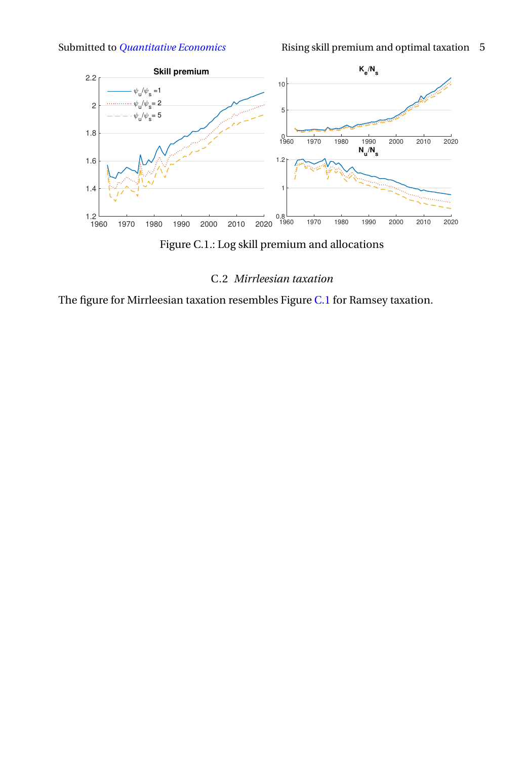Skill premium

2.2
2
1.8
1.6
1.4
1.2

1960 1970 1980 1990 2000 2010 2020

$\psi_u/\psi_s = 1$
$\psi_u/\psi_s = 2$
$\psi_u/\psi_s = 5$

$K_e/N_s$

10
5
0

1960 1970 1980 1990 2000 2010 2020

$N_u/N_s$

1.2
1
0.8

1960 1970 1980 1990 2000 2010 2020

Figure C.1.: Log skill premium and allocations

### C.2 *Mirrleesian taxation*

The figure for Mirrleesian taxation resembles Figure C.1 for Ramsey taxation.